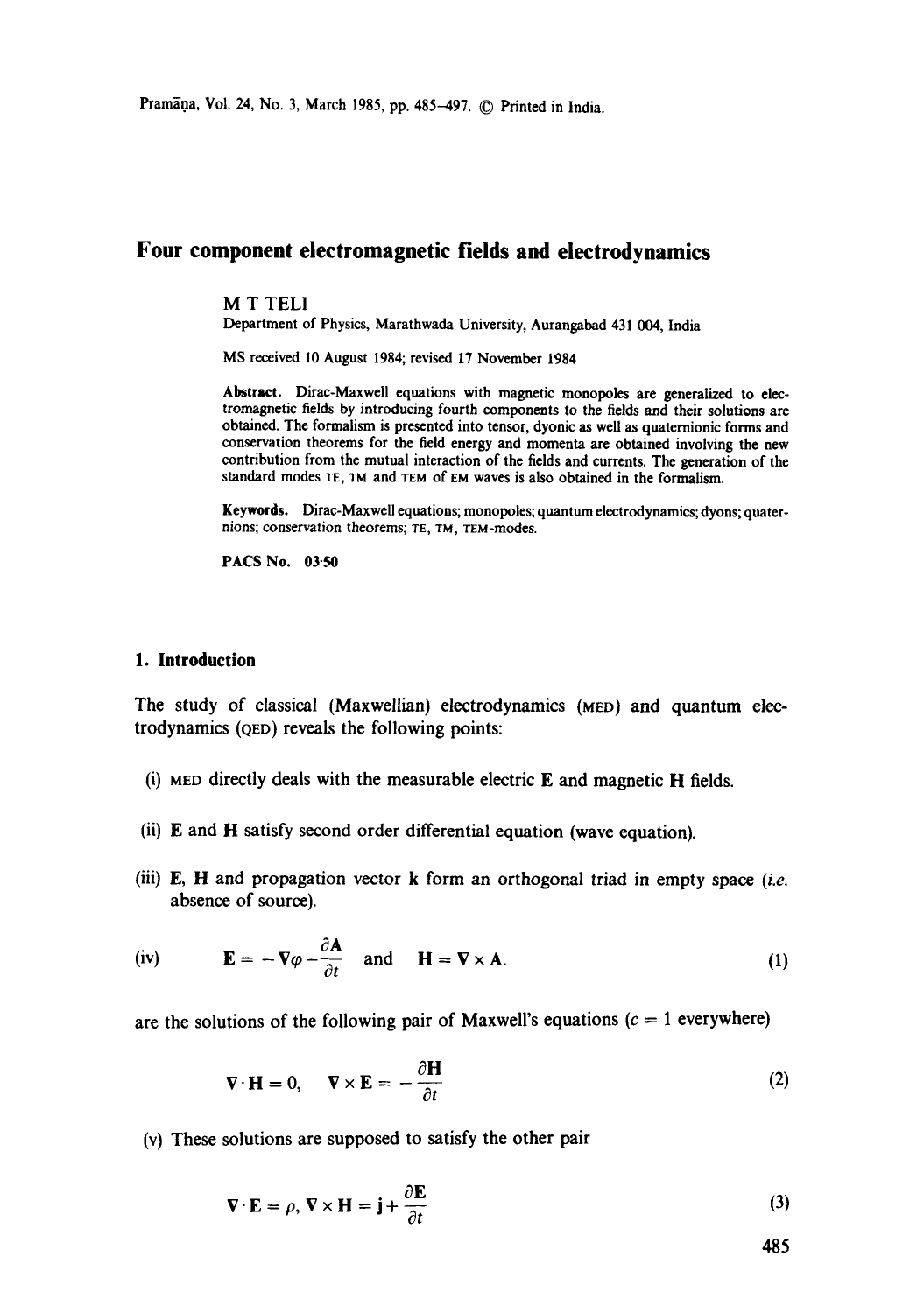# Four component electromagnetic fields and electrodynamics

M T TELI

Department of Physics, Marathwada University, Aurangabad 431 004, India

MS received 10 August 1984; revised 17 November 1984

**Abstract.** Dirac-Maxwell equations with magnetic monopoles are generalized to electromagnetic fields by introducing fourth components to the fields and their solutions are obtained. The formalism is presented into tensor, dyonic as well as quaternionic forms and conservation theorems for the field energy and momenta are obtained involving the new contribution from the mutual interaction of the fields and currents. The generation of the standard modes TE, TM and TEM of EM waves is also obtained in the formalism.

**Keywords.** Dirac-Maxwell equations; monopoles; quantum electrodynamics; dyons; quaternions; conservation theorems; TE, TM, TEM-modes.

**PACS No.** 03·50

## 1. Introduction

The study of classical (Maxwellian) electrodynamics (MED) and quantum electrodynamics (QED) reveals the following points:

(i) MED directly deals with the measurable electric $\mathbf{E}$ and magnetic $\mathbf{H}$ fields.

(ii) $\mathbf{E}$ and $\mathbf{H}$ satisfy second order differential equation (wave equation).

(iii) $\mathbf{E}$, $\mathbf{H}$ and propagation vector $\mathbf{k}$ form an orthogonal triad in empty space (*i.e.* absence of source).

(iv)
$$\mathbf{E} = -\nabla\varphi - \frac{\partial \mathbf{A}}{\partial t} \quad \text{and} \quad \mathbf{H} = \nabla \times \mathbf{A}. \tag{1}$$

are the solutions of the following pair of Maxwell's equations ($c = 1$ everywhere)

$$\nabla \cdot \mathbf{H} = 0, \quad \nabla \times \mathbf{E} = -\frac{\partial \mathbf{H}}{\partial t} \tag{2}$$

(v) These solutions are supposed to satisfy the other pair

$$\nabla \cdot \mathbf{E} = \rho, \; \nabla \times \mathbf{H} = \mathbf{j} + \frac{\partial \mathbf{E}}{\partial t} \tag{3}$$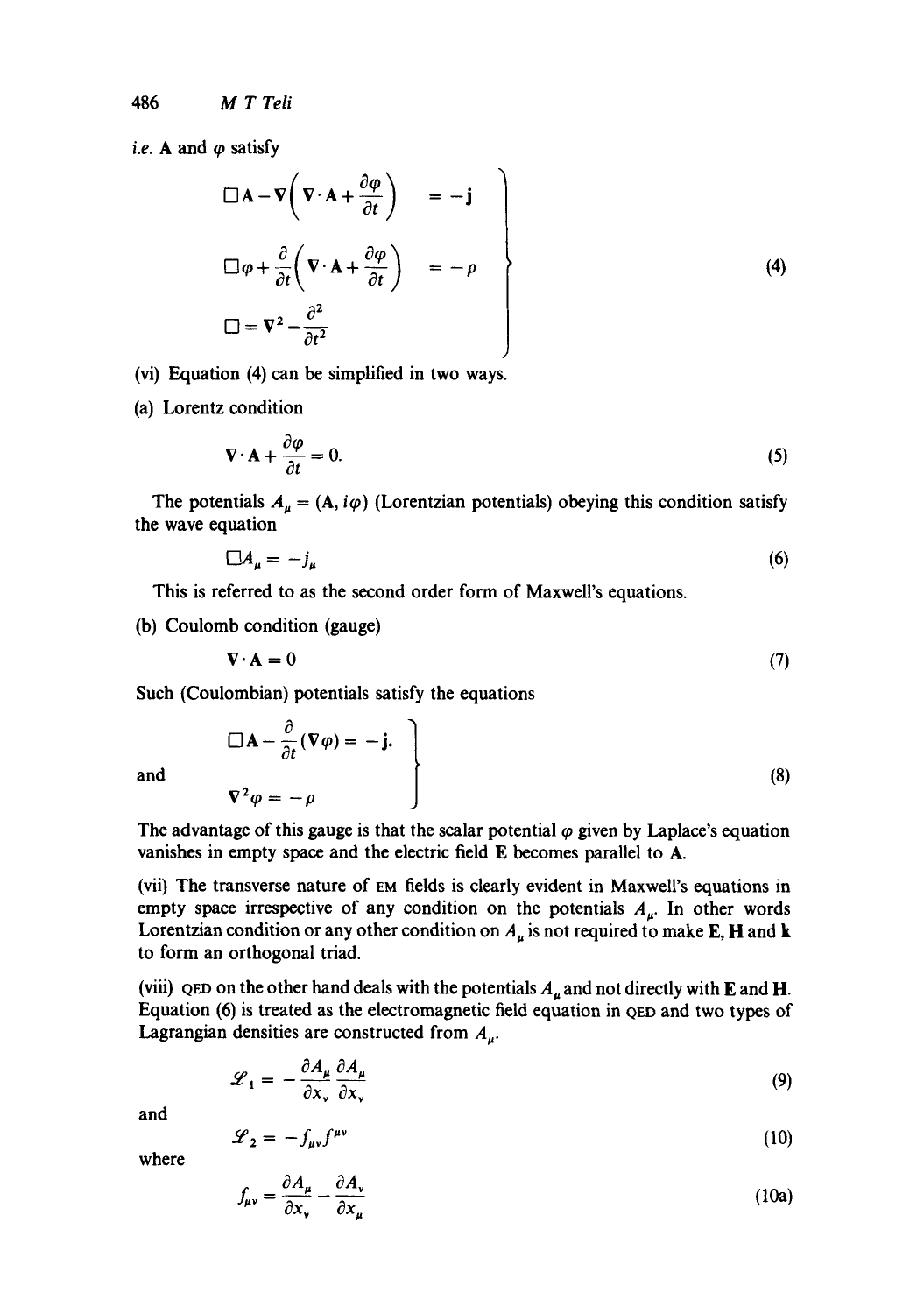*i.e.* **A** and $\varphi$ satisfy

$$
\left.\begin{aligned}
&\Box \mathbf{A} - \nabla\left(\nabla\cdot\mathbf{A} + \frac{\partial \varphi}{\partial t}\right) &&= -\mathbf{j} \\
&\Box \varphi + \frac{\partial}{\partial t}\left(\nabla\cdot\mathbf{A} + \frac{\partial \varphi}{\partial t}\right) &&= -\rho \\
&\Box = \nabla^2 - \frac{\partial^2}{\partial t^2}
\end{aligned}\right\} \tag{4}
$$

(vi) Equation (4) can be simplified in two ways.

(a) Lorentz condition

$$
\nabla\cdot\mathbf{A} + \frac{\partial \varphi}{\partial t} = 0. \tag{5}
$$

The potentials $A_\mu = (\mathbf{A}, i\varphi)$ (Lorentzian potentials) obeying this condition satisfy the wave equation

$$
\Box A_\mu = -j_\mu \tag{6}
$$

This is referred to as the second order form of Maxwell's equations.

(b) Coulomb condition (gauge)

$$
\nabla\cdot\mathbf{A} = 0 \tag{7}
$$

Such (Coulombian) potentials satisfy the equations

$$
\left.\begin{aligned}
&\Box \mathbf{A} - \frac{\partial}{\partial t}(\nabla\varphi) = -\mathbf{j}. \\
\text{and} \quad & \\
&\nabla^2 \varphi = -\rho
\end{aligned}\right\} \tag{8}
$$

The advantage of this gauge is that the scalar potential $\varphi$ given by Laplace's equation vanishes in empty space and the electric field **E** becomes parallel to **A**.

(vii) The transverse nature of EM fields is clearly evident in Maxwell's equations in empty space irrespective of any condition on the potentials $A_\mu$. In other words Lorentzian condition or any other condition on $A_\mu$ is not required to make **E**, **H** and **k** to form an orthogonal triad.

(viii) QED on the other hand deals with the potentials $A_\mu$ and not directly with **E** and **H**. Equation (6) is treated as the electromagnetic field equation in QED and two types of Lagrangian densities are constructed from $A_\mu$.

$$
\mathscr{L}_1 = -\frac{\partial A_\mu}{\partial x_\nu}\frac{\partial A_\mu}{\partial x_\nu} \tag{9}
$$

and

$$
\mathscr{L}_2 = -f_{\mu\nu} f^{\mu\nu} \tag{10}
$$

where

$$
f_{\mu\nu} = \frac{\partial A_\mu}{\partial x_\nu} - \frac{\partial A_\nu}{\partial x_\mu} \tag{10a}
$$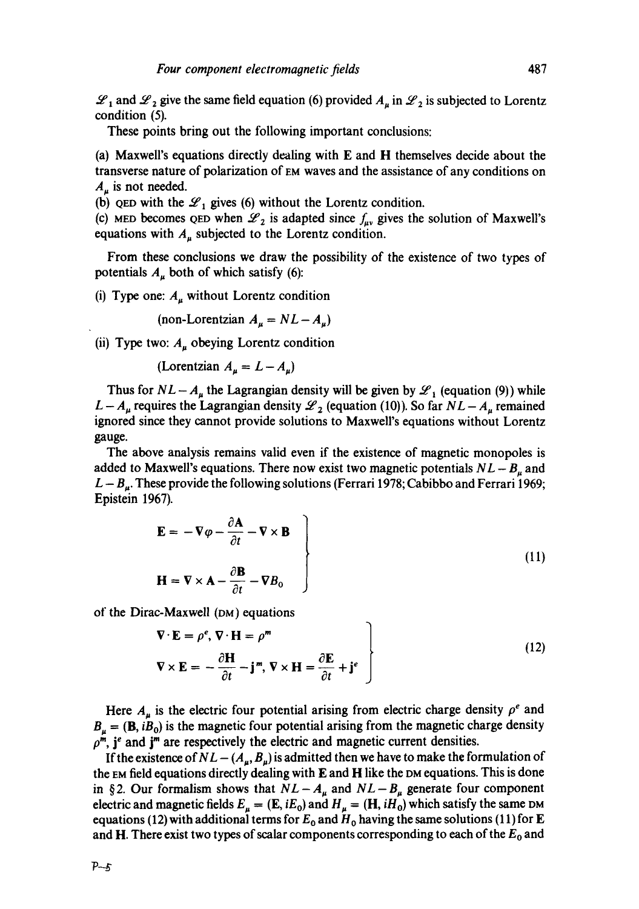$\mathscr{L}_1$ and $\mathscr{L}_2$ give the same field equation (6) provided $A_\mu$ in $\mathscr{L}_2$ is subjected to Lorentz condition (5).

These points bring out the following important conclusions:

(a) Maxwell's equations directly dealing with $\mathbf{E}$ and $\mathbf{H}$ themselves decide about the transverse nature of polarization of EM waves and the assistance of any conditions on $A_\mu$ is not needed.
(b) QED with the $\mathscr{L}_1$ gives (6) without the Lorentz condition.
(c) MED becomes QED when $\mathscr{L}_2$ is adapted since $f_{\mu\nu}$ gives the solution of Maxwell's equations with $A_\mu$ subjected to the Lorentz condition.

From these conclusions we draw the possibility of the existence of two types of potentials $A_\mu$ both of which satisfy (6):

(i) Type one: $A_\mu$ without Lorentz condition

(non-Lorentzian $A_\mu = NL - A_\mu$)

(ii) Type two: $A_\mu$ obeying Lorentz condition

(Lorentzian $A_\mu = L - A_\mu$)

Thus for $NL - A_\mu$ the Lagrangian density will be given by $\mathscr{L}_1$ (equation (9)) while $L - A_\mu$ requires the Lagrangian density $\mathscr{L}_2$ (equation (10)). So far $NL - A_\mu$ remained ignored since they cannot provide solutions to Maxwell's equations without Lorentz gauge.

The above analysis remains valid even if the existence of magnetic monopoles is added to Maxwell's equations. There now exist two magnetic potentials $NL - B_\mu$ and $L - B_\mu$. These provide the following solutions (Ferrari 1978; Cabibbo and Ferrari 1969; Epistein 1967).

$$\left.\begin{aligned} \mathbf{E} &= -\nabla\varphi - \frac{\partial \mathbf{A}}{\partial t} - \nabla \times \mathbf{B} \\ \mathbf{H} &= \nabla \times \mathbf{A} - \frac{\partial \mathbf{B}}{\partial t} - \nabla B_0 \end{aligned}\right\} \tag{11}$$

of the Dirac-Maxwell (DM) equations

$$\left.\begin{aligned} &\nabla\cdot\mathbf{E} = \rho^e,\ \nabla\cdot\mathbf{H} = \rho^m \\ &\nabla\times\mathbf{E} = -\frac{\partial \mathbf{H}}{\partial t} - \mathbf{j}^m,\ \nabla\times\mathbf{H} = \frac{\partial \mathbf{E}}{\partial t} + \mathbf{j}^e \end{aligned}\right\} \tag{12}$$

Here $A_\mu$ is the electric four potential arising from electric charge density $\rho^e$ and $B_\mu = (\mathbf{B}, iB_0)$ is the magnetic four potential arising from the magnetic charge density $\rho^m$, $\mathbf{j}^e$ and $\mathbf{j}^m$ are respectively the electric and magnetic current densities.

If the existence of $NL - (A_\mu, B_\mu)$ is admitted then we have to make the formulation of the EM field equations directly dealing with $\mathbf{E}$ and $\mathbf{H}$ like the DM equations. This is done in §2. Our formalism shows that $NL - A_\mu$ and $NL - B_\mu$ generate four component electric and magnetic fields $E_\mu = (\mathbf{E}, iE_0)$ and $H_\mu = (\mathbf{H}, iH_0)$ which satisfy the same DM equations (12) with additional terms for $E_0$ and $H_0$ having the same solutions (11) for $\mathbf{E}$ and $\mathbf{H}$. There exist two types of scalar components corresponding to each of the $E_0$ and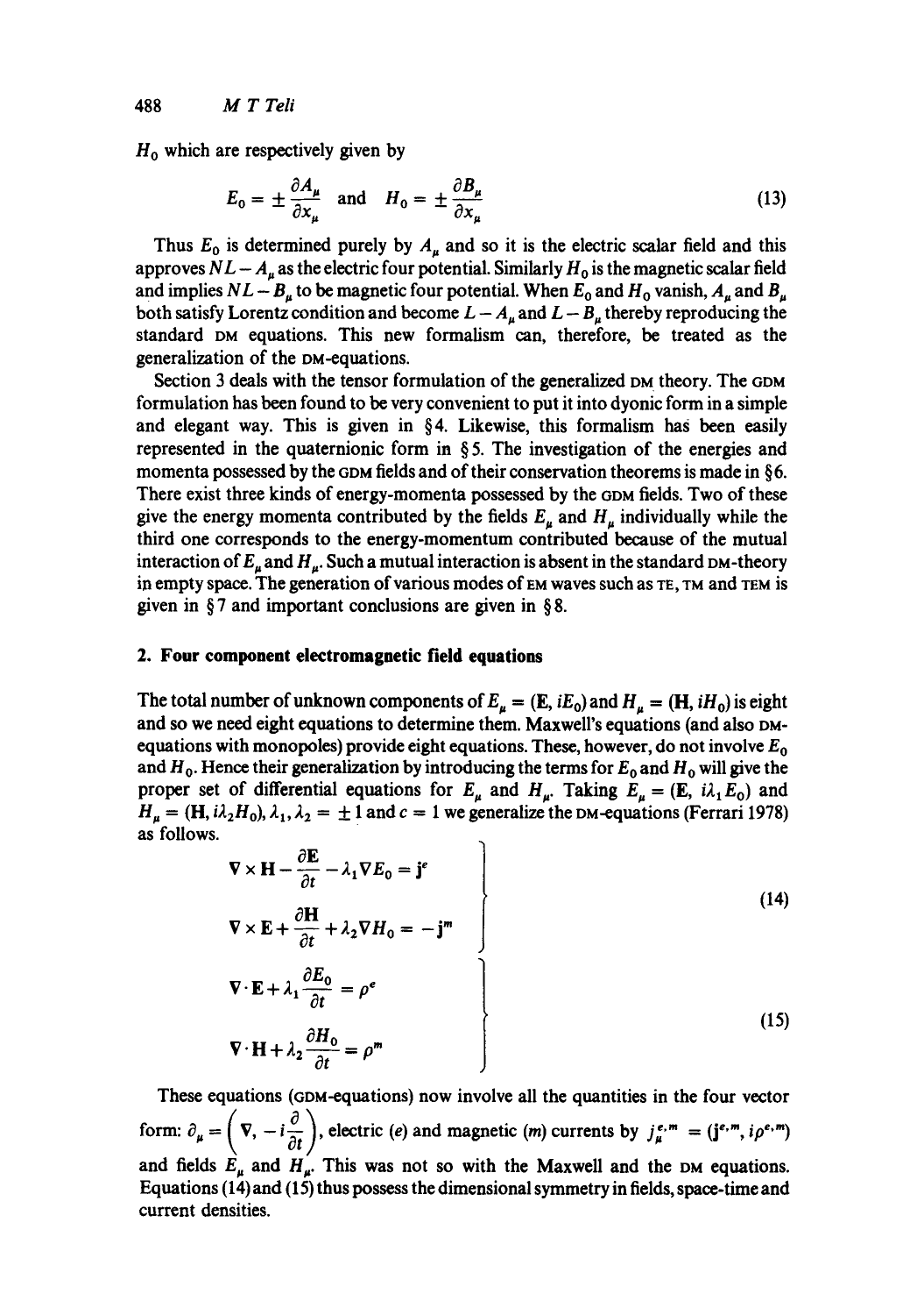$H_0$ which are respectively given by

$$E_0 = \pm \frac{\partial A_\mu}{\partial x_\mu} \quad \text{and} \quad H_0 = \pm \frac{\partial B_\mu}{\partial x_\mu} \tag{13}$$

Thus $E_0$ is determined purely by $A_\mu$ and so it is the electric scalar field and this approves $NL - A_\mu$ as the electric four potential. Similarly $H_0$ is the magnetic scalar field and implies $NL - B_\mu$ to be magnetic four potential. When $E_0$ and $H_0$ vanish, $A_\mu$ and $B_\mu$ both satisfy Lorentz condition and become $L - A_\mu$ and $L - B_\mu$ thereby reproducing the standard DM equations. This new formalism can, therefore, be treated as the generalization of the DM-equations.

Section 3 deals with the tensor formulation of the generalized DM theory. The GDM formulation has been found to be very convenient to put it into dyonic form in a simple and elegant way. This is given in §4. Likewise, this formalism has been easily represented in the quaternionic form in §5. The investigation of the energies and momenta possessed by the GDM fields and of their conservation theorems is made in §6. There exist three kinds of energy-momenta possessed by the GDM fields. Two of these give the energy momenta contributed by the fields $E_\mu$ and $H_\mu$ individually while the third one corresponds to the energy-momentum contributed because of the mutual interaction of $E_\mu$ and $H_\mu$. Such a mutual interaction is absent in the standard DM-theory in empty space. The generation of various modes of EM waves such as TE, TM and TEM is given in §7 and important conclusions are given in §8.

## 2. Four component electromagnetic field equations

The total number of unknown components of $E_\mu = (\mathbf{E}, iE_0)$ and $H_\mu = (\mathbf{H}, iH_0)$ is eight and so we need eight equations to determine them. Maxwell's equations (and also DM-equations with monopoles) provide eight equations. These, however, do not involve $E_0$ and $H_0$. Hence their generalization by introducing the terms for $E_0$ and $H_0$ will give the proper set of differential equations for $E_\mu$ and $H_\mu$. Taking $E_\mu = (\mathbf{E}, i\lambda_1 E_0)$ and $H_\mu = (\mathbf{H}, i\lambda_2 H_0)$, $\lambda_1, \lambda_2 = \pm 1$ and $c = 1$ we generalize the DM-equations (Ferrari 1978) as follows.

$$\left.\begin{aligned} \nabla \times \mathbf{H} - \frac{\partial \mathbf{E}}{\partial t} - \lambda_1 \nabla E_0 &= \mathbf{j}^e \\ \nabla \times \mathbf{E} + \frac{\partial \mathbf{H}}{\partial t} + \lambda_2 \nabla H_0 &= -\mathbf{j}^m \end{aligned}\right\} \tag{14}$$

$$\left.\begin{aligned} \nabla \cdot \mathbf{E} + \lambda_1 \frac{\partial E_0}{\partial t} &= \rho^e \\ \nabla \cdot \mathbf{H} + \lambda_2 \frac{\partial H_0}{\partial t} &= \rho^m \end{aligned}\right\} \tag{15}$$

These equations (GDM-equations) now involve all the quantities in the four vector form: $\partial_\mu = \left(\nabla, -i\frac{\partial}{\partial t}\right)$, electric ($e$) and magnetic ($m$) currents by $j_\mu^{e,m} = (\mathbf{j}^{e,m}, i\rho^{e,m})$ and fields $E_\mu$ and $H_\mu$. This was not so with the Maxwell and the DM equations. Equations (14) and (15) thus possess the dimensional symmetry in fields, space-time and current densities.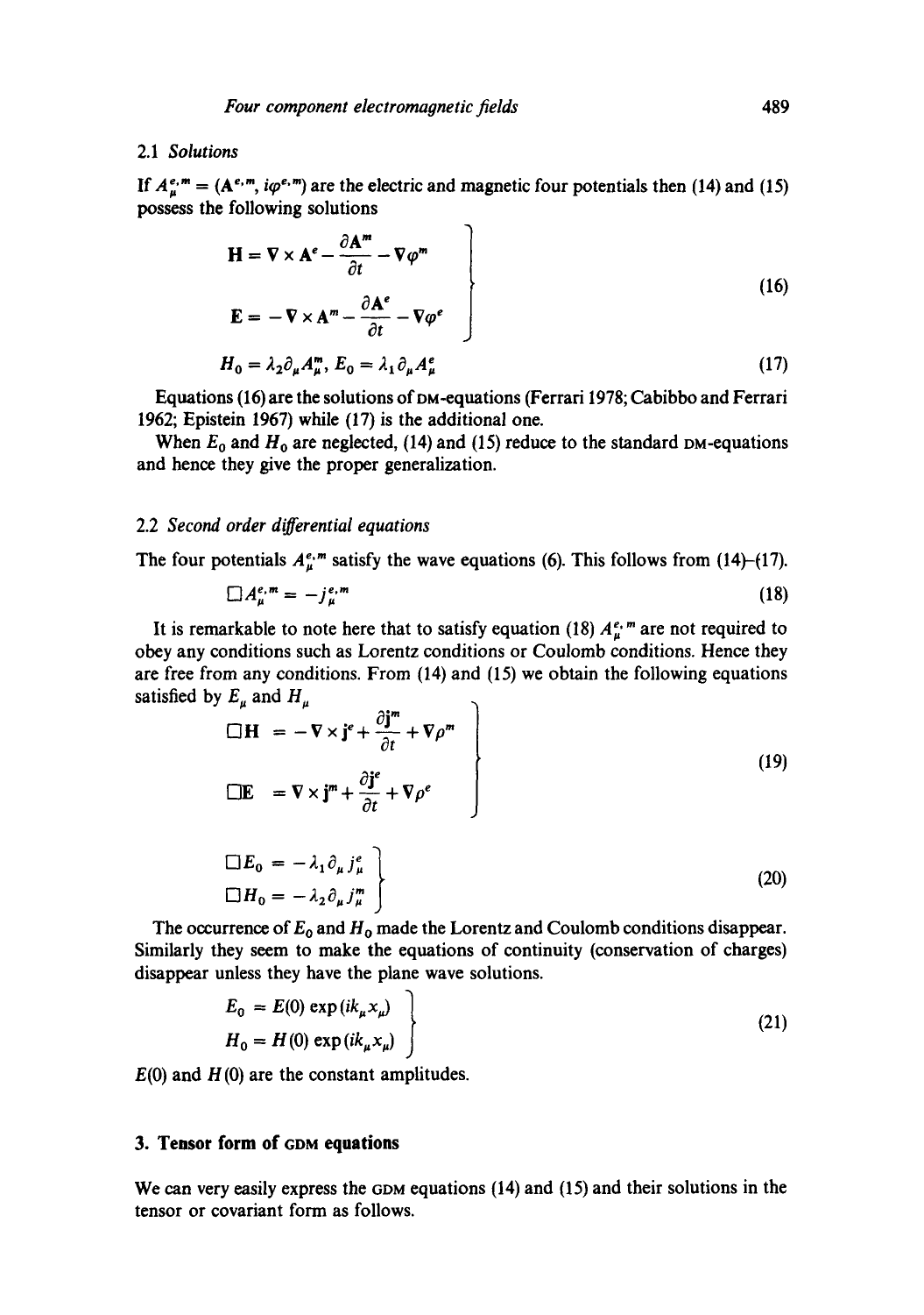### 2.1 *Solutions*

If $A_\mu^{e,m} = (\mathbf{A}^{e,m}, i\varphi^{e,m})$ are the electric and magnetic four potentials then (14) and (15) possess the following solutions

$$\left.\begin{aligned} \mathbf{H} &= \nabla \times \mathbf{A}^e - \frac{\partial \mathbf{A}^m}{\partial t} - \nabla \varphi^m \\ \mathbf{E} &= -\nabla \times \mathbf{A}^m - \frac{\partial \mathbf{A}^e}{\partial t} - \nabla \varphi^e \end{aligned}\right\} \tag{16}$$

$$H_0 = \lambda_2 \partial_\mu A_\mu^m, \; E_0 = \lambda_1 \partial_\mu A_\mu^e \tag{17}$$

Equations (16) are the solutions of DM-equations (Ferrari 1978; Cabibbo and Ferrari 1962; Epistein 1967) while (17) is the additional one.

When $E_0$ and $H_0$ are neglected, (14) and (15) reduce to the standard DM-equations and hence they give the proper generalization.

### 2.2 *Second order differential equations*

The four potentials $A_\mu^{e,m}$ satisfy the wave equations (6). This follows from (14)–(17).

$$\Box A_\mu^{e,m} = -j_\mu^{e,m} \tag{18}$$

It is remarkable to note here that to satisfy equation (18) $A_\mu^{e,m}$ are not required to obey any conditions such as Lorentz conditions or Coulomb conditions. Hence they are free from any conditions. From (14) and (15) we obtain the following equations satisfied by $E_\mu$ and $H_\mu$

$$\left.\begin{aligned} \Box \mathbf{H} &= -\nabla \times \mathbf{j}^e + \frac{\partial \mathbf{j}^m}{\partial t} + \nabla \rho^m \\ \Box \mathbf{E} &= \nabla \times \mathbf{j}^m + \frac{\partial \mathbf{j}^e}{\partial t} + \nabla \rho^e \end{aligned}\right\} \tag{19}$$

$$\left.\begin{aligned} \Box E_0 &= -\lambda_1 \partial_\mu j_\mu^e \\ \Box H_0 &= -\lambda_2 \partial_\mu j_\mu^m \end{aligned}\right\} \tag{20}$$

The occurrence of $E_0$ and $H_0$ made the Lorentz and Coulomb conditions disappear. Similarly they seem to make the equations of continuity (conservation of charges) disappear unless they have the plane wave solutions.

$$\left.\begin{aligned} E_0 &= E(0) \exp(ik_\mu x_\mu) \\ H_0 &= H(0) \exp(ik_\mu x_\mu) \end{aligned}\right\} \tag{21}$$

$E(0)$ and $H(0)$ are the constant amplitudes.

## 3. Tensor form of GDM equations

We can very easily express the GDM equations (14) and (15) and their solutions in the tensor or covariant form as follows.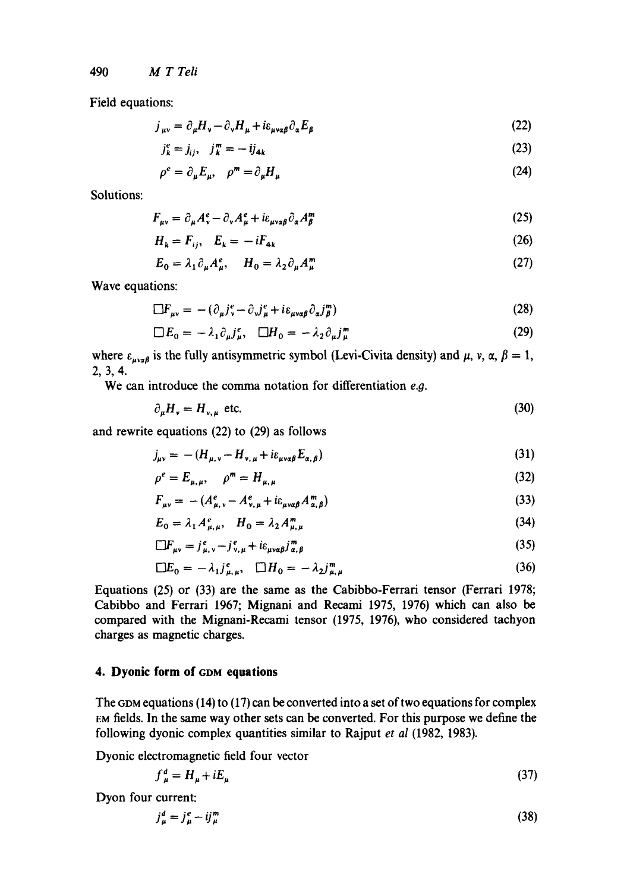Field equations:

$$j_{\mu\nu} = \partial_\mu H_\nu - \partial_\nu H_\mu + i\varepsilon_{\mu\nu\alpha\beta}\partial_\alpha E_\beta \tag{22}$$

$$j_k^e = j_{ij}, \quad j_k^m = -ij_{4k} \tag{23}$$

$$\rho^e = \partial_\mu E_\mu, \quad \rho^m = \partial_\mu H_\mu \tag{24}$$

Solutions:

$$F_{\mu\nu} = \partial_\mu A_\nu^e - \partial_\nu A_\mu^e + i\varepsilon_{\mu\nu\alpha\beta}\partial_\alpha A_\beta^m \tag{25}$$

$$H_k = F_{ij}, \quad E_k = -iF_{4k} \tag{26}$$

$$E_0 = \lambda_1 \partial_\mu A_\mu^e, \quad H_0 = \lambda_2 \partial_\mu A_\mu^m \tag{27}$$

Wave equations:

$$\Box F_{\mu\nu} = -(\partial_\mu j_\nu^e - \partial_\nu j_\mu^e + i\varepsilon_{\mu\nu\alpha\beta}\partial_\alpha j_\beta^m) \tag{28}$$

$$\Box E_0 = -\lambda_1 \partial_\mu j_\mu^e, \quad \Box H_0 = -\lambda_2 \partial_\mu j_\mu^m \tag{29}$$

where $\varepsilon_{\mu\nu\alpha\beta}$ is the fully antisymmetric symbol (Levi-Civita density) and $\mu, \nu, \alpha, \beta = 1, 2, 3, 4$.

We can introduce the comma notation for differentiation *e.g.*

$$\partial_\mu H_\nu = H_{\nu,\mu} \text{ etc.} \tag{30}$$

and rewrite equations (22) to (29) as follows

$$j_{\mu\nu} = -(H_{\mu,\nu} - H_{\nu,\mu} + i\varepsilon_{\mu\nu\alpha\beta}E_{\alpha,\beta}) \tag{31}$$

$$\rho^e = E_{\mu,\mu}, \quad \rho^m = H_{\mu,\mu} \tag{32}$$

$$F_{\mu\nu} = -(A_{\mu,\nu}^e - A_{\nu,\mu}^e + i\varepsilon_{\mu\nu\alpha\beta}A_{\alpha,\beta}^m) \tag{33}$$

$$E_0 = \lambda_1 A_{\mu,\mu}^e, \quad H_0 = \lambda_2 A_{\mu,\mu}^m \tag{34}$$

$$\Box F_{\mu\nu} = j_{\mu,\nu}^e - j_{\nu,\mu}^e + i\varepsilon_{\mu\nu\alpha\beta}j_{\alpha,\beta}^m \tag{35}$$

$$\Box E_0 = -\lambda_1 j_{\mu,\mu}^e, \quad \Box H_0 = -\lambda_2 j_{\mu,\mu}^m \tag{36}$$

Equations (25) or (33) are the same as the Cabibbo-Ferrari tensor (Ferrari 1978; Cabibbo and Ferrari 1967; Mignani and Recami 1975, 1976) which can also be compared with the Mignani-Recami tensor (1975, 1976), who considered tachyon charges as magnetic charges.

## 4. Dyonic form of GDM equations

The GDM equations (14) to (17) can be converted into a set of two equations for complex EM fields. In the same way other sets can be converted. For this purpose we define the following dyonic complex quantities similar to Rajput *et al* (1982, 1983).

Dyonic electromagnetic field four vector

$$f_\mu^d = H_\mu + iE_\mu \tag{37}$$

Dyon four current:

$$j_\mu^d = j_\mu^e - ij_\mu^m \tag{38}$$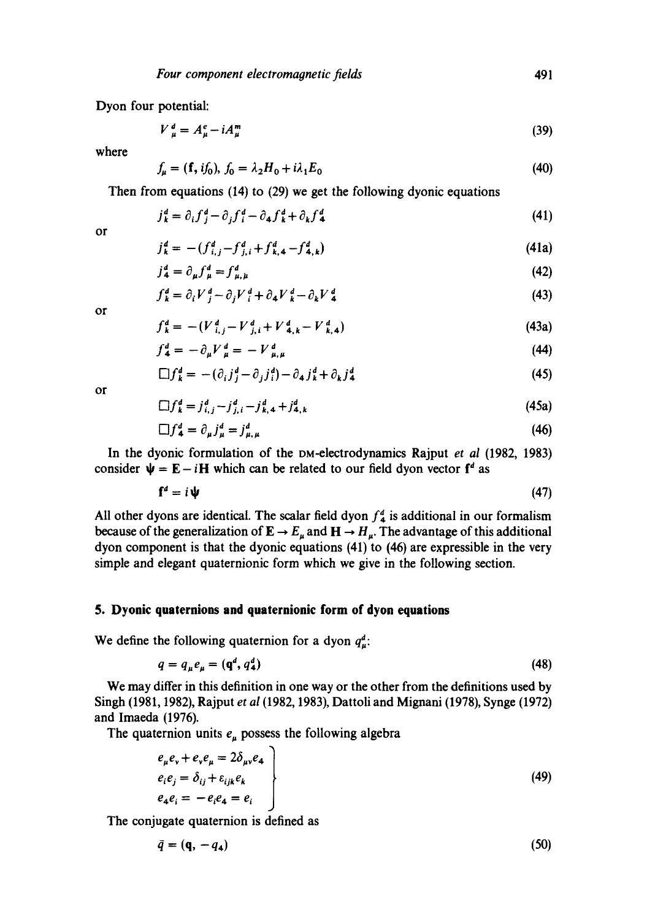Dyon four potential:

$$V_\mu^d = A_\mu^e - iA_\mu^m \tag{39}$$

where

$$f_\mu = (\mathbf{f}, if_0),\ f_0 = \lambda_2 H_0 + i\lambda_1 E_0 \tag{40}$$

Then from equations (14) to (29) we get the following dyonic equations

$$j_k^d = \partial_i f_j^d - \partial_j f_i^d - \partial_4 f_k^d + \partial_k f_4^d \tag{41}$$

or

$$j_k^d = -(f_{i,j}^d - f_{j,i}^d + f_{k,4}^d - f_{4,k}^d) \tag{41a}$$

$$j_4^d = \partial_\mu f_\mu^d = f_{\mu,\mu}^d \tag{42}$$

$$f_k^d = \partial_i V_j^d - \partial_j V_i^d + \partial_4 V_k^d - \partial_k V_4^d \tag{43}$$

or

$$f_k^d = -(V_{i,j}^d - V_{j,i}^d + V_{4,k}^d - V_{k,4}^d) \tag{43a}$$

$$f_4^d = -\partial_\mu V_\mu^d = -V_{\mu,\mu}^d \tag{44}$$

$$\Box f_k^d = -(\partial_i j_j^d - \partial_j j_i^d) - \partial_4 j_k^d + \partial_k j_4^d \tag{45}$$

or

$$\Box f_k^d = j_{i,j}^d - j_{j,i}^d - j_{k,4}^d + j_{4,k}^d \tag{45a}$$

$$\Box f_4^d = \partial_\mu j_\mu^d = j_{\mu,\mu}^d \tag{46}$$

In the dyonic formulation of the DM-electrodynamics Rajput *et al* (1982, 1983) consider $\boldsymbol{\psi} = \mathbf{E} - i\mathbf{H}$ which can be related to our field dyon vector $\mathbf{f}^d$ as

$$\mathbf{f}^d = i\boldsymbol{\psi} \tag{47}$$

All other dyons are identical. The scalar field dyon $f_4^d$ is additional in our formalism because of the generalization of $\mathbf{E} \to E_\mu$ and $\mathbf{H} \to H_\mu$. The advantage of this additional dyon component is that the dyonic equations (41) to (46) are expressible in the very simple and elegant quaternionic form which we give in the following section.

## 5. Dyonic quaternions and quaternionic form of dyon equations

We define the following quaternion for a dyon $q_\mu^d$:

$$q = q_\mu e_\mu = (\mathbf{q}^d, q_4^d) \tag{48}$$

We may differ in this definition in one way or the other from the definitions used by Singh (1981, 1982), Rajput *et al* (1982, 1983), Dattoli and Mignani (1978), Synge (1972) and Imaeda (1976).

The quaternion units $e_\mu$ possess the following algebra

$$\left.\begin{aligned} e_\mu e_\nu + e_\nu e_\mu &= 2\delta_{\mu\nu} e_4 \\ e_i e_j &= \delta_{ij} + \varepsilon_{ijk} e_k \\ e_4 e_i &= -e_i e_4 = e_i \end{aligned}\right\} \tag{49}$$

The conjugate quaternion is defined as

$$\bar{q} = (\mathbf{q}, -q_4) \tag{50}$$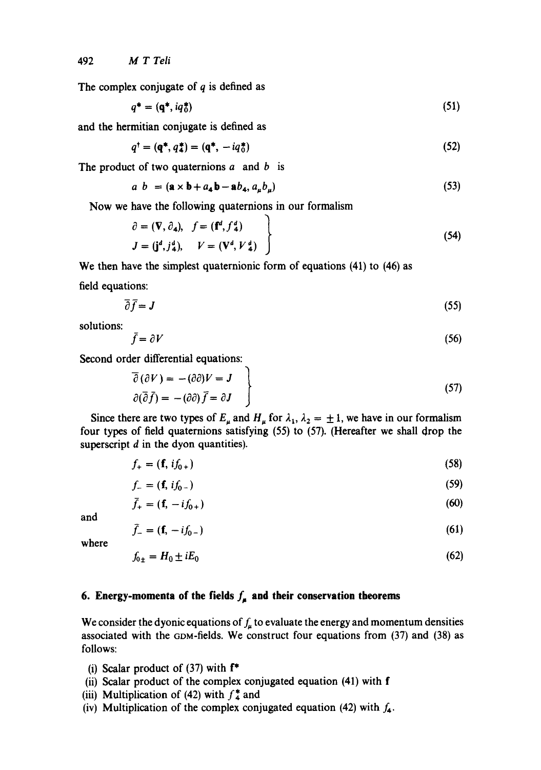The complex conjugate of $q$ is defined as

$$q^* = (\mathbf{q}^*, iq_0^*) \tag{51}$$

and the hermitian conjugate is defined as

$$q^\dagger = (\mathbf{q}^*, q_4^*) = (\mathbf{q}^*, -iq_0^*) \tag{52}$$

The product of two quaternions $a$ and $b$ is

$$a\ b\ = (\mathbf{a} \times \mathbf{b} + a_4 \mathbf{b} - \mathbf{a} b_4, a_\mu b_\mu) \tag{53}$$

Now we have the following quaternions in our formalism

$$\left.\begin{array}{ll} \partial = (\nabla, \partial_4), & f = (\mathbf{f}^d, f_4^d) \\ J = (\mathbf{j}^d, j_4^d), & V = (\mathbf{V}^d, V_4^d) \end{array}\right\} \tag{54}$$

We then have the simplest quaternionic form of equations (41) to (46) as

field equations:

$$\bar{\partial} \bar{f} = J \tag{55}$$

solutions:

$$\bar{f} = \partial V \tag{56}$$

Second order differential equations:

$$\left.\begin{array}{l} \bar{\partial}(\partial V) = -(\partial\partial) V = J \\ \partial(\bar{\partial} \bar{f}) = -(\partial\partial) \bar{f} = \partial J \end{array}\right\} \tag{57}$$

Since there are two types of $E_\mu$ and $H_\mu$ for $\lambda_1, \lambda_2 = \pm 1$, we have in our formalism four types of field quaternions satisfying (55) to (57). (Hereafter we shall drop the superscript $d$ in the dyon quantities).

$$f_+ = (\mathbf{f}, if_{0+}) \tag{58}$$

$$f_- = (\mathbf{f}, if_{0-}) \tag{59}$$

$$\bar{f}_+ = (\mathbf{f}, -if_{0+}) \tag{60}$$

and

$$\bar{f}_- = (\mathbf{f}, -if_{0-}) \tag{61}$$

where

$$f_{0\pm} = H_0 \pm iE_0 \tag{62}$$

## 6. Energy-momenta of the fields $f_\mu$ and their conservation theorems

We consider the dyonic equations of $f_\mu$ to evaluate the energy and momentum densities associated with the GDM-fields. We construct four equations from (37) and (38) as follows:

(i) Scalar product of (37) with $\mathbf{f}^*$
(ii) Scalar product of the complex conjugated equation (41) with $\mathbf{f}$
(iii) Multiplication of (42) with $f_4^*$ and
(iv) Multiplication of the complex conjugated equation (42) with $f_4$.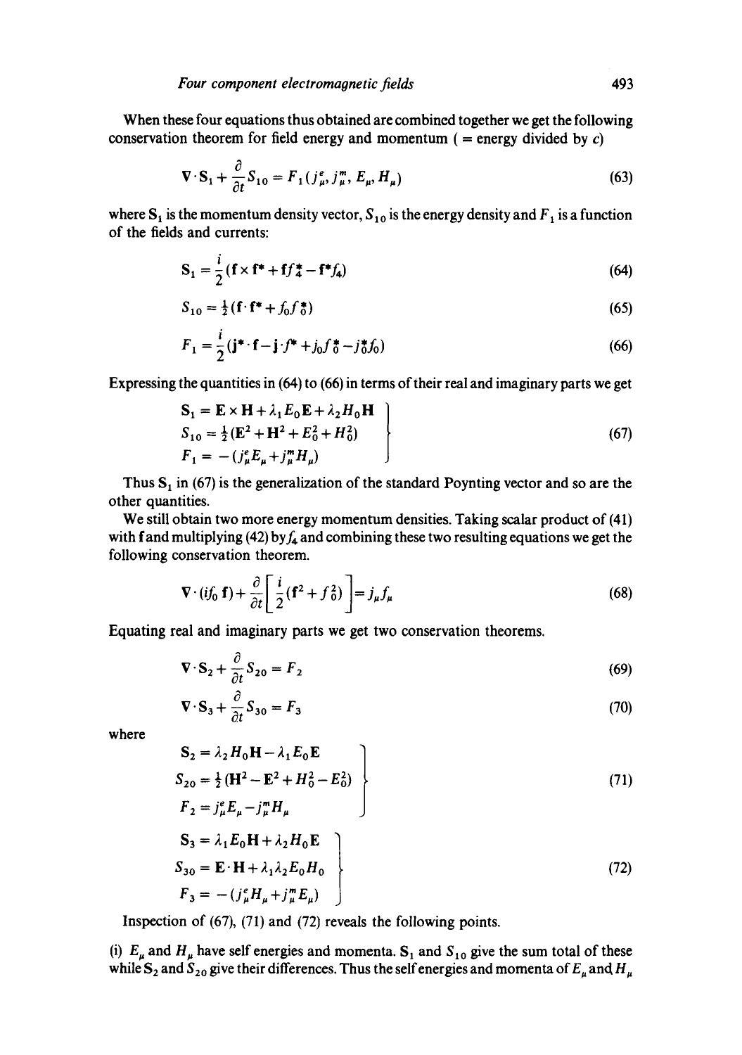When these four equations thus obtained are combined together we get the following conservation theorem for field energy and momentum ( = energy divided by $c$)

$$\nabla \cdot \mathbf{S}_1 + \frac{\partial}{\partial t} S_{10} = F_1(j_\mu^e, j_\mu^m, E_\mu, H_\mu) \tag{63}$$

where $\mathbf{S}_1$ is the momentum density vector, $S_{10}$ is the energy density and $F_1$ is a function of the fields and currents:

$$\mathbf{S}_1 = \frac{i}{2}(\mathbf{f} \times \mathbf{f}^* + \mathbf{f} f_4^* - \mathbf{f}^* f_4) \tag{64}$$

$$S_{10} = \tfrac{1}{2}(\mathbf{f} \cdot \mathbf{f}^* + f_0 f_0^*) \tag{65}$$

$$F_1 = \frac{i}{2}(\mathbf{j}^* \cdot \mathbf{f} - \mathbf{j} \cdot \mathbf{f}^* + j_0 f_0^* - j_0^* f_0) \tag{66}$$

Expressing the quantities in (64) to (66) in terms of their real and imaginary parts we get

$$\left.\begin{aligned} \mathbf{S}_1 &= \mathbf{E} \times \mathbf{H} + \lambda_1 E_0 \mathbf{E} + \lambda_2 H_0 \mathbf{H} \\ S_{10} &= \tfrac{1}{2}(\mathbf{E}^2 + \mathbf{H}^2 + E_0^2 + H_0^2) \\ F_1 &= -(j_\mu^e E_\mu + j_\mu^m H_\mu) \end{aligned}\right\} \tag{67}$$

Thus $\mathbf{S}_1$ in (67) is the generalization of the standard Poynting vector and so are the other quantities.

We still obtain two more energy momentum densities. Taking scalar product of (41) with $\mathbf{f}$ and multiplying (42) by $f_4$ and combining these two resulting equations we get the following conservation theorem.

$$\nabla \cdot (i f_0 \mathbf{f}) + \frac{\partial}{\partial t}\left[\frac{i}{2}(\mathbf{f}^2 + f_0^2)\right] = j_\mu f_\mu \tag{68}$$

Equating real and imaginary parts we get two conservation theorems.

$$\nabla \cdot \mathbf{S}_2 + \frac{\partial}{\partial t} S_{20} = F_2 \tag{69}$$

$$\nabla \cdot \mathbf{S}_3 + \frac{\partial}{\partial t} S_{30} = F_3 \tag{70}$$

where

$$\left.\begin{aligned} \mathbf{S}_2 &= \lambda_2 H_0 \mathbf{H} - \lambda_1 E_0 \mathbf{E} \\ S_{20} &= \tfrac{1}{2}(\mathbf{H}^2 - \mathbf{E}^2 + H_0^2 - E_0^2) \\ F_2 &= j_\mu^e E_\mu - j_\mu^m H_\mu \end{aligned}\right\} \tag{71}$$

$$\left.\begin{aligned} \mathbf{S}_3 &= \lambda_1 E_0 \mathbf{H} + \lambda_2 H_0 \mathbf{E} \\ S_{30} &= \mathbf{E} \cdot \mathbf{H} + \lambda_1 \lambda_2 E_0 H_0 \\ F_3 &= -(j_\mu^e H_\mu + j_\mu^m E_\mu) \end{aligned}\right\} \tag{72}$$

Inspection of (67), (71) and (72) reveals the following points.

(i) $E_\mu$ and $H_\mu$ have self energies and momenta. $\mathbf{S}_1$ and $S_{10}$ give the sum total of these while $\mathbf{S}_2$ and $S_{20}$ give their differences. Thus the self energies and momenta of $E_\mu$ and $H_\mu$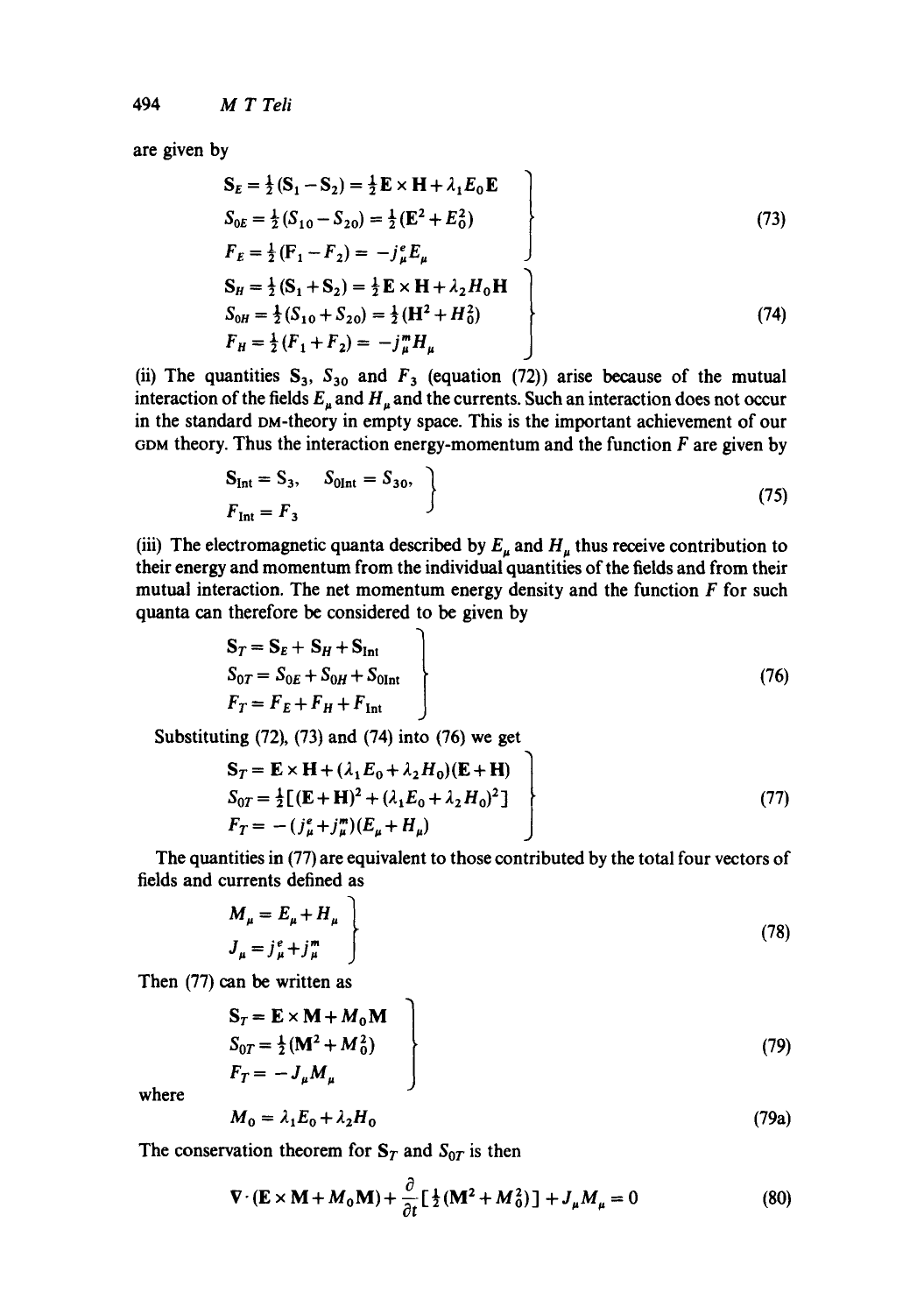are given by

$$\left.\begin{aligned}
\mathbf{S}_E &= \tfrac{1}{2}(\mathbf{S}_1 - \mathbf{S}_2) = \tfrac{1}{2}\mathbf{E}\times\mathbf{H} + \lambda_1 E_0 \mathbf{E} \\
S_{0E} &= \tfrac{1}{2}(S_{10} - S_{20}) = \tfrac{1}{2}(\mathbf{E}^2 + E_0^2) \\
F_E &= \tfrac{1}{2}(F_1 - F_2) = -j_\mu^e E_\mu
\end{aligned}\right\} \tag{73}$$

$$\left.\begin{aligned}
\mathbf{S}_H &= \tfrac{1}{2}(\mathbf{S}_1 + \mathbf{S}_2) = \tfrac{1}{2}\mathbf{E}\times\mathbf{H} + \lambda_2 H_0 \mathbf{H} \\
S_{0H} &= \tfrac{1}{2}(S_{10} + S_{20}) = \tfrac{1}{2}(\mathbf{H}^2 + H_0^2) \\
F_H &= \tfrac{1}{2}(F_1 + F_2) = -j_\mu^m H_\mu
\end{aligned}\right\} \tag{74}$$

(ii) The quantities $\mathbf{S}_3$, $S_{30}$ and $F_3$ (equation (72)) arise because of the mutual interaction of the fields $E_\mu$ and $H_\mu$ and the currents. Such an interaction does not occur in the standard DM-theory in empty space. This is the important achievement of our GDM theory. Thus the interaction energy-momentum and the function $F$ are given by

$$\left.\begin{aligned}
\mathbf{S}_{\text{Int}} &= \mathbf{S}_3, \quad S_{0\text{Int}} = S_{30}, \\
F_{\text{Int}} &= F_3
\end{aligned}\right\} \tag{75}$$

(iii) The electromagnetic quanta described by $E_\mu$ and $H_\mu$ thus receive contribution to their energy and momentum from the individual quantities of the fields and from their mutual interaction. The net momentum energy density and the function $F$ for such quanta can therefore be considered to be given by

$$\left.\begin{aligned}
\mathbf{S}_T &= \mathbf{S}_E + \mathbf{S}_H + \mathbf{S}_{\text{Int}} \\
S_{0T} &= S_{0E} + S_{0H} + S_{0\text{Int}} \\
F_T &= F_E + F_H + F_{\text{Int}}
\end{aligned}\right\} \tag{76}$$

Substituting (72), (73) and (74) into (76) we get

$$\left.\begin{aligned}
\mathbf{S}_T &= \mathbf{E}\times\mathbf{H} + (\lambda_1 E_0 + \lambda_2 H_0)(\mathbf{E}+\mathbf{H}) \\
S_{0T} &= \tfrac{1}{2}[(\mathbf{E}+\mathbf{H})^2 + (\lambda_1 E_0 + \lambda_2 H_0)^2] \\
F_T &= -(j_\mu^e + j_\mu^m)(E_\mu + H_\mu)
\end{aligned}\right\} \tag{77}$$

The quantities in (77) are equivalent to those contributed by the total four vectors of fields and currents defined as

$$\left.\begin{aligned}
M_\mu &= E_\mu + H_\mu \\
J_\mu &= j_\mu^e + j_\mu^m
\end{aligned}\right\} \tag{78}$$

Then (77) can be written as

$$\left.\begin{aligned}
\mathbf{S}_T &= \mathbf{E}\times\mathbf{M} + M_0 \mathbf{M} \\
S_{0T} &= \tfrac{1}{2}(\mathbf{M}^2 + M_0^2) \\
F_T &= -J_\mu M_\mu
\end{aligned}\right\} \tag{79}$$

where

$$M_0 = \lambda_1 E_0 + \lambda_2 H_0 \tag{79a}$$

The conservation theorem for $\mathbf{S}_T$ and $S_{0T}$ is then

$$\nabla\cdot(\mathbf{E}\times\mathbf{M} + M_0\mathbf{M}) + \frac{\partial}{\partial t}[\tfrac{1}{2}(\mathbf{M}^2 + M_0^2)] + J_\mu M_\mu = 0 \tag{80}$$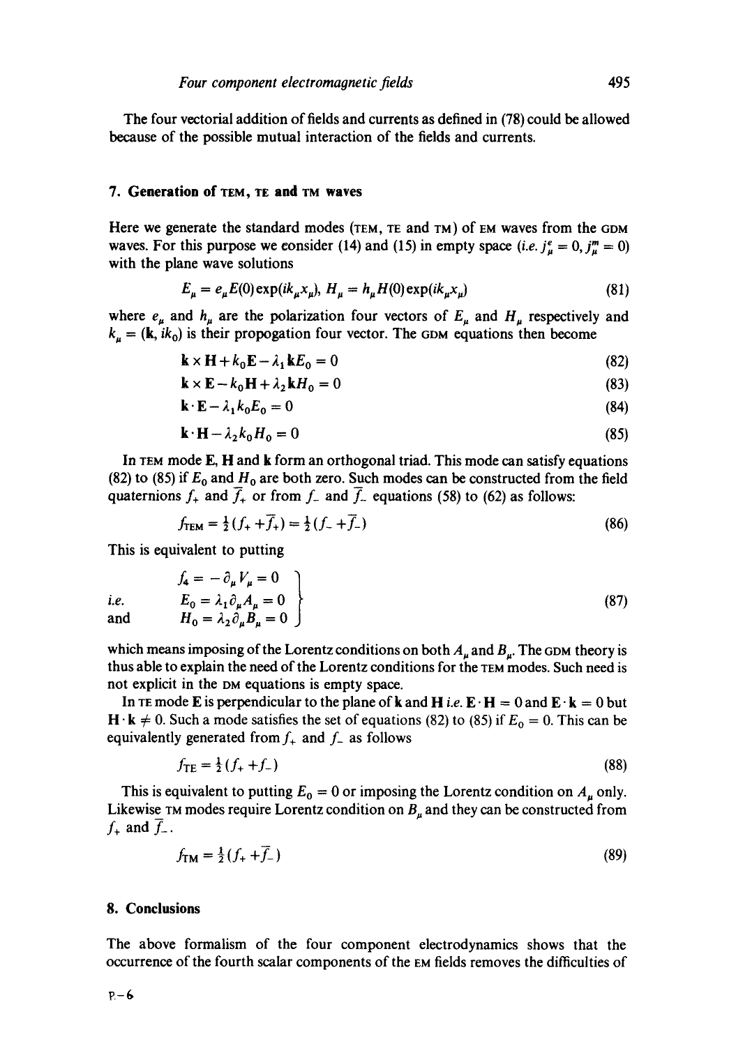The four vectorial addition of fields and currents as defined in (78) could be allowed because of the possible mutual interaction of the fields and currents.

## 7. Generation of TEM, TE and TM waves

Here we generate the standard modes (TEM, TE and TM) of EM waves from the GDM waves. For this purpose we consider (14) and (15) in empty space (*i.e.* $j^e_\mu = 0, j^m_\mu = 0$) with the plane wave solutions

$$E_\mu = e_\mu E(0)\exp(ik_\mu x_\mu),\ H_\mu = h_\mu H(0)\exp(ik_\mu x_\mu) \tag{81}$$

where $e_\mu$ and $h_\mu$ are the polarization four vectors of $E_\mu$ and $H_\mu$ respectively and $k_\mu = (\mathbf{k}, ik_0)$ is their propogation four vector. The GDM equations then become

$$\mathbf{k}\times\mathbf{H} + k_0\mathbf{E} - \lambda_1 \mathbf{k}E_0 = 0 \tag{82}$$

$$\mathbf{k}\times\mathbf{E} - k_0\mathbf{H} + \lambda_2 \mathbf{k}H_0 = 0 \tag{83}$$

$$\mathbf{k}\cdot\mathbf{E} - \lambda_1 k_0 E_0 = 0 \tag{84}$$

$$\mathbf{k}\cdot\mathbf{H} - \lambda_2 k_0 H_0 = 0 \tag{85}$$

In TEM mode **E**, **H** and **k** form an orthogonal triad. This mode can satisfy equations (82) to (85) if $E_0$ and $H_0$ are both zero. Such modes can be constructed from the field quaternions $f_+$ and $\overline{f}_+$ or from $f_-$ and $\overline{f}_-$ equations (58) to (62) as follows:

$$f_{\text{TEM}} = \tfrac{1}{2}(f_+ + \overline{f}_+) = \tfrac{1}{2}(f_- + \overline{f}_-) \tag{86}$$

This is equivalent to putting

$$\left.\begin{aligned} & f_4 = -\partial_\mu V_\mu = 0 \\ \textit{i.e.}\quad & E_0 = \lambda_1 \partial_\mu A_\mu = 0 \\ \text{and}\quad & H_0 = \lambda_2 \partial_\mu B_\mu = 0 \end{aligned}\right\} \tag{87}$$

which means imposing of the Lorentz conditions on both $A_\mu$ and $B_\mu$. The GDM theory is thus able to explain the need of the Lorentz conditions for the TEM modes. Such need is not explicit in the DM equations is empty space.

In TE mode **E** is perpendicular to the plane of **k** and **H** *i.e.* $\mathbf{E}\cdot\mathbf{H} = 0$ and $\mathbf{E}\cdot\mathbf{k} = 0$ but $\mathbf{H}\cdot\mathbf{k} \neq 0$. Such a mode satisfies the set of equations (82) to (85) if $E_0 = 0$. This can be equivalently generated from $f_+$ and $f_-$ as follows

$$f_{\text{TE}} = \tfrac{1}{2}(f_+ + f_-) \tag{88}$$

This is equivalent to putting $E_0 = 0$ or imposing the Lorentz condition on $A_\mu$ only. Likewise TM modes require Lorentz condition on $B_\mu$ and they can be constructed from $f_+$ and $\overline{f}_-$.

$$f_{\text{TM}} = \tfrac{1}{2}(f_+ + \overline{f}_-) \tag{89}$$

## 8. Conclusions

The above formalism of the four component electrodynamics shows that the occurrence of the fourth scalar components of the EM fields removes the difficulties of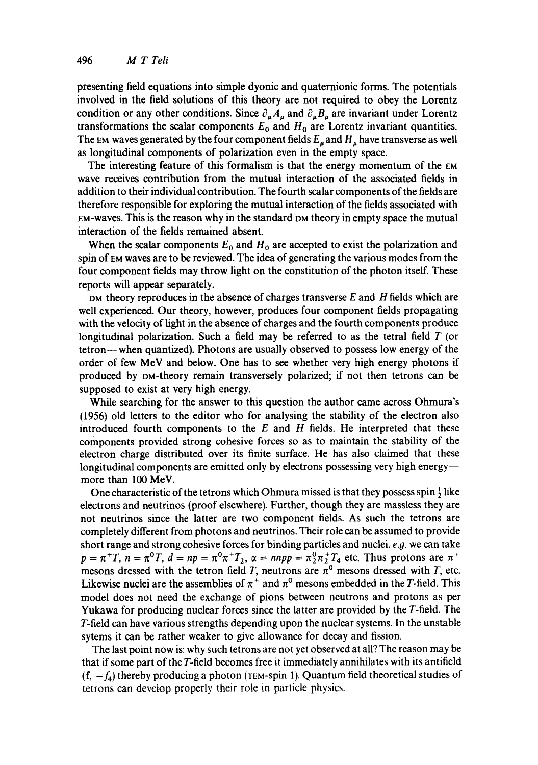presenting field equations into simple dyonic and quaternionic forms. The potentials involved in the field solutions of this theory are not required to obey the Lorentz condition or any other conditions. Since $\partial_\mu A_\mu$ and $\partial_\mu B_\mu$ are invariant under Lorentz transformations the scalar components $E_0$ and $H_0$ are Lorentz invariant quantities. The EM waves generated by the four component fields $E_\mu$ and $H_\mu$ have transverse as well as longitudinal components of polarization even in the empty space.

The interesting feature of this formalism is that the energy momentum of the EM wave receives contribution from the mutual interaction of the associated fields in addition to their individual contribution. The fourth scalar components of the fields are therefore responsible for exploring the mutual interaction of the fields associated with EM-waves. This is the reason why in the standard DM theory in empty space the mutual interaction of the fields remained absent.

When the scalar components $E_0$ and $H_0$ are accepted to exist the polarization and spin of EM waves are to be reviewed. The idea of generating the various modes from the four component fields may throw light on the constitution of the photon itself. These reports will appear separately.

DM theory reproduces in the absence of charges transverse $E$ and $H$ fields which are well experienced. Our theory, however, produces four component fields propagating with the velocity of light in the absence of charges and the fourth components produce longitudinal polarization. Such a field may be referred to as the tetral field $T$ (or tetron—when quantized). Photons are usually observed to possess low energy of the order of few MeV and below. One has to see whether very high energy photons if produced by DM-theory remain transversely polarized; if not then tetrons can be supposed to exist at very high energy.

While searching for the answer to this question the author came across Ohmura's (1956) old letters to the editor who for analysing the stability of the electron also introduced fourth components to the $E$ and $H$ fields. He interpreted that these components provided strong cohesive forces so as to maintain the stability of the electron charge distributed over its finite surface. He has also claimed that these longitudinal components are emitted only by electrons possessing very high energy—more than 100 MeV.

One characteristic of the tetrons which Ohmura missed is that they possess spin $\frac{1}{2}$ like electrons and neutrinos (proof elsewhere). Further, though they are massless they are not neutrinos since the latter are two component fields. As such the tetrons are completely different from photons and neutrinos. Their role can be assumed to provide short range and strong cohesive forces for binding particles and nuclei. *e.g.* we can take $p = \pi^+ T$, $n = \pi^0 T$, $d = np = \pi^0 \pi^+ T_2$, $\alpha = nnpp = \pi_2^0 \pi_2^+ T_4$ etc. Thus protons are $\pi^+$ mesons dressed with the tetron field $T$, neutrons are $\pi^0$ mesons dressed with $T$, etc. Likewise nuclei are the assemblies of $\pi^+$ and $\pi^0$ mesons embedded in the $T$-field. This model does not need the exchange of pions between neutrons and protons as per Yukawa for producing nuclear forces since the latter are provided by the $T$-field. The $T$-field can have various strengths depending upon the nuclear systems. In the unstable sytems it can be rather weaker to give allowance for decay and fission.

The last point now is: why such tetrons are not yet observed at all? The reason may be that if some part of the $T$-field becomes free it immediately annihilates with its antifield ($\mathbf{f}$, $-f_4$) thereby producing a photon (TEM-spin 1). Quantum field theoretical studies of tetrons can develop properly their role in particle physics.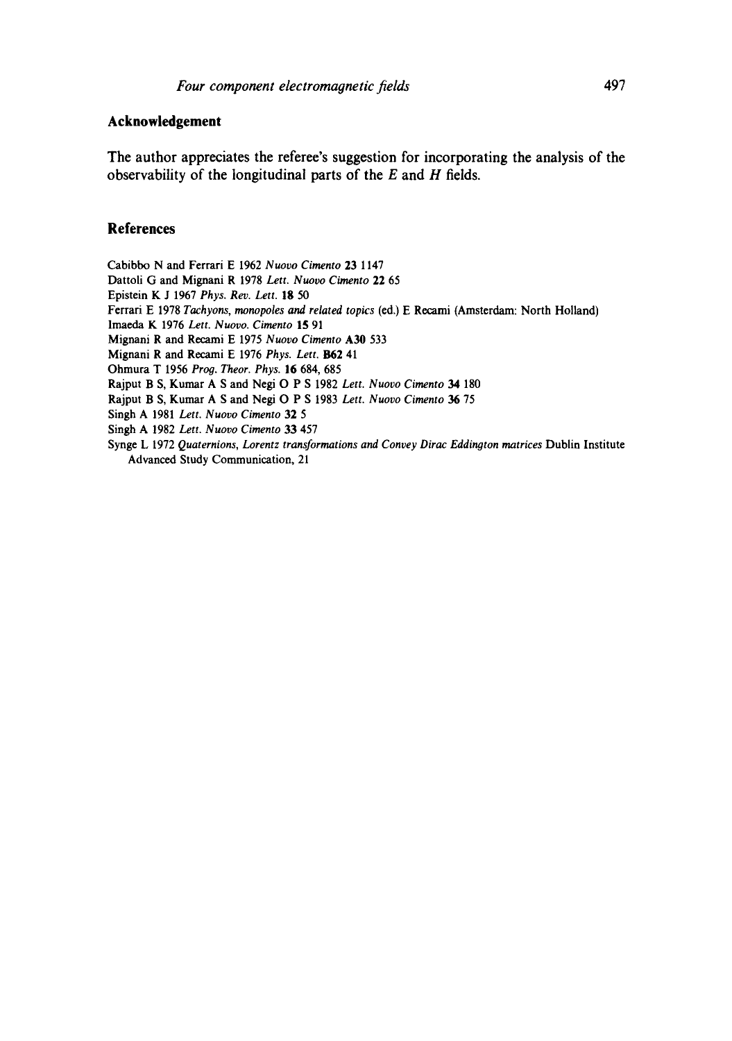## Acknowledgement

The author appreciates the referee's suggestion for incorporating the analysis of the observability of the longitudinal parts of the $E$ and $H$ fields.

## References

Cabibbo N and Ferrari E 1962 *Nuovo Cimento* **23** 1147
Dattoli G and Mignani R 1978 *Lett. Nuovo Cimento* **22** 65
Epistein K J 1967 *Phys. Rev. Lett.* **18** 50
Ferrari E 1978 *Tachyons, monopoles and related topics* (ed.) E Recami (Amsterdam: North Holland)
Imaeda K 1976 *Lett. Nuovo. Cimento* **15** 91
Mignani R and Recami E 1975 *Nuovo Cimento* **A30** 533
Mignani R and Recami E 1976 *Phys. Lett.* **B62** 41
Ohmura T 1956 *Prog. Theor. Phys.* **16** 684, 685
Rajput B S, Kumar A S and Negi O P S 1982 *Lett. Nuovo Cimento* **34** 180
Rajput B S, Kumar A S and Negi O P S 1983 *Lett. Nuovo Cimento* **36** 75
Singh A 1981 *Lett. Nuovo Cimento* **32** 5
Singh A 1982 *Lett. Nuovo Cimento* **33** 457
Synge L 1972 *Quaternions, Lorentz transformations and Convey Dirac Eddington matrices* Dublin Institute Advanced Study Communication, 21